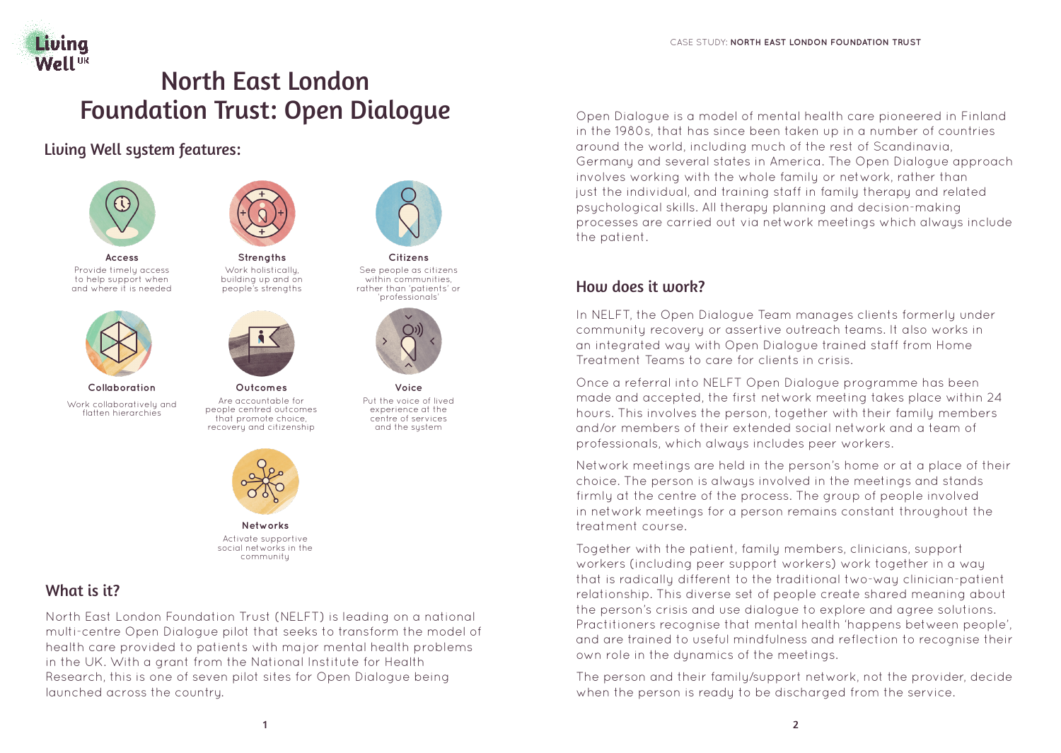# North East London Foundation Trust: Open Dialogue

## Living Well system features:

**Access**
Provide timely access to help support when and where it is needed

**Strengths**
Work holistically, building up and on people's strengths

**Citizens**
See people as citizens within communities, rather than 'patients' or 'professionals'

**Collaboration**
Work collaboratively and flatten hierarchies

**Outcomes**
Are accountable for people centred outcomes that promote choice, recovery and citizenship

**Voice**
Put the voice of lived experience at the centre of services and the system

**Networks**
Activate supportive social networks in the community

## What is it?

North East London Foundation Trust (NELFT) is leading on a national multi-centre Open Dialogue pilot that seeks to transform the model of health care provided to patients with major mental health problems in the UK. With a grant from the National Institute for Health Research, this is one of seven pilot sites for Open Dialogue being launched across the country.

Open Dialogue is a model of mental health care pioneered in Finland in the 1980s, that has since been taken up in a number of countries around the world, including much of the rest of Scandinavia, Germany and several states in America. The Open Dialogue approach involves working with the whole family or network, rather than just the individual, and training staff in family therapy and related psychological skills. All therapy planning and decision-making processes are carried out via network meetings which always include the patient.

## How does it work?

In NELFT, the Open Dialogue Team manages clients formerly under community recovery or assertive outreach teams. It also works in an integrated way with Open Dialogue trained staff from Home Treatment Teams to care for clients in crisis.

Once a referral into NELFT Open Dialogue programme has been made and accepted, the first network meeting takes place within 24 hours. This involves the person, together with their family members and/or members of their extended social network and a team of professionals, which always includes peer workers.

Network meetings are held in the person's home or at a place of their choice. The person is always involved in the meetings and stands firmly at the centre of the process. The group of people involved in network meetings for a person remains constant throughout the treatment course.

Together with the patient, family members, clinicians, support workers (including peer support workers) work together in a way that is radically different to the traditional two-way clinician-patient relationship. This diverse set of people create shared meaning about the person's crisis and use dialogue to explore and agree solutions. Practitioners recognise that mental health 'happens between people', and are trained to useful mindfulness and reflection to recognise their own role in the dynamics of the meetings.

The person and their family/support network, not the provider, decide when the person is ready to be discharged from the service.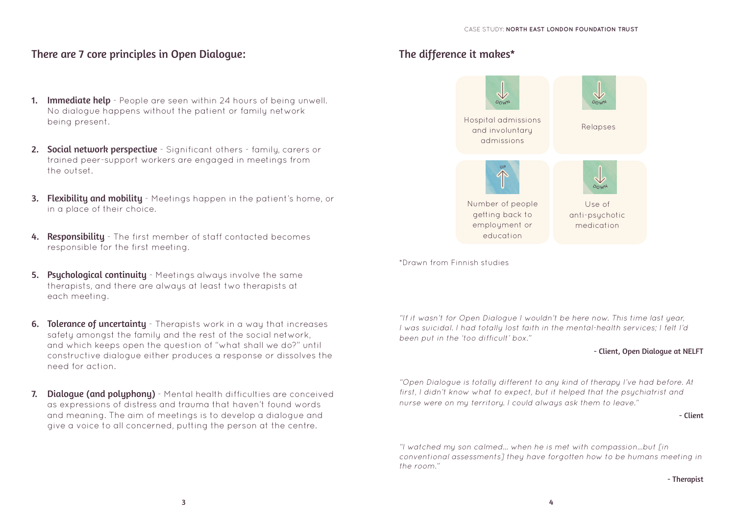## There are 7 core principles in Open Dialogue:

1. **Immediate help** - People are seen within 24 hours of being unwell. No dialogue happens without the patient or family network being present.
2. **Social network perspective** - Significant others - family, carers or trained peer-support workers are engaged in meetings from the outset.
3. **Flexibility and mobility** - Meetings happen in the patient's home, or in a place of their choice.
4. **Responsibility** - The first member of staff contacted becomes responsible for the first meeting.
5. **Psychological continuity** - Meetings always involve the same therapists, and there are always at least two therapists at each meeting.
6. **Tolerance of uncertainty** - Therapists work in a way that increases safety amongst the family and the rest of the social network, and which keeps open the question of "what shall we do?" until constructive dialogue either produces a response or dissolves the need for action.
7. **Dialogue (and polyphony)** - Mental health difficulties are conceived as expressions of distress and trauma that haven't found words and meaning. The aim of meetings is to develop a dialogue and give a voice to all concerned, putting the person at the centre.

## The difference it makes*

- DOWN — Hospital admissions and involuntary admissions
- DOWN — Relapses
- UP — Number of people getting back to employment or education
- DOWN — Use of anti-psychotic medication

*Drawn from Finnish studies

*"If it wasn't for Open Dialogue I wouldn't be here now. This time last year, I was suicidal. I had totally lost faith in the mental-health services; I felt I'd been put in the 'too difficult' box."*

**- Client, Open Dialogue at NELFT**

*"Open Dialogue is totally different to any kind of therapy I've had before. At first, I didn't know what to expect, but it helped that the psychiatrist and nurse were on my territory. I could always ask them to leave."*

**- Client**

*"I watched my son calmed… when he is met with compassion…but [in conventional assessments] they have forgotten how to be humans meeting in the room."*

**- Therapist**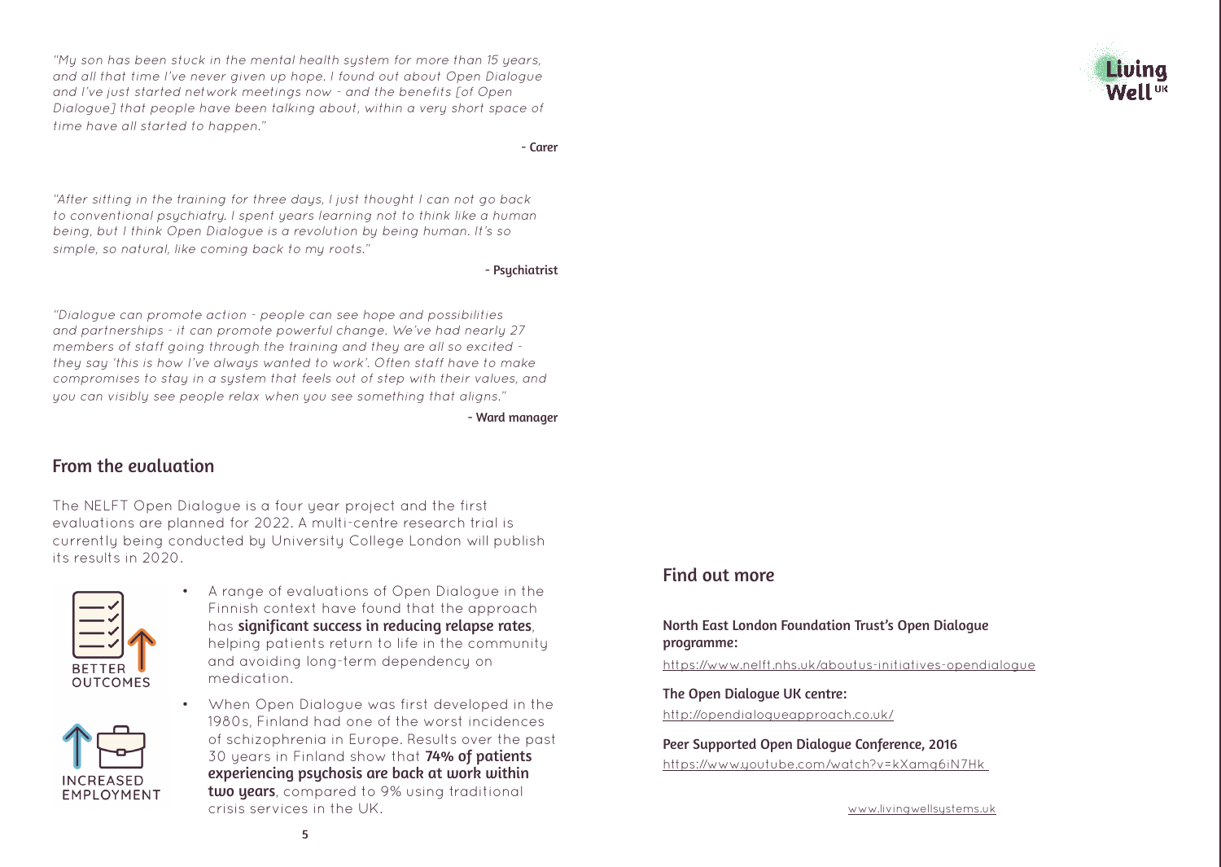*"My son has been stuck in the mental health system for more than 15 years, and all that time I've never given up hope. I found out about Open Dialogue and I've just started network meetings now - and the benefits [of Open Dialogue] that people have been talking about, within a very short space of time have all started to happen."*

**- Carer**

*"After sitting in the training for three days, I just thought I can not go back to conventional psychiatry. I spent years learning not to think like a human being, but I think Open Dialogue is a revolution by being human. It's so simple, so natural, like coming back to my roots."*

**- Psychiatrist**

*"Dialogue can promote action - people can see hope and possibilities and partnerships - it can promote powerful change. We've had nearly 27 members of staff going through the training and they are all so excited - they say 'this is how I've always wanted to work'. Often staff have to make compromises to stay in a system that feels out of step with their values, and you can visibly see people relax when you see something that aligns."*

**- Ward manager**

## From the evaluation

The NELFT Open Dialogue is a four year project and the first evaluations are planned for 2022. A multi-centre research trial is currently being conducted by University College London will publish its results in 2020.

BETTER OUTCOMES

- A range of evaluations of Open Dialogue in the Finnish context have found that the approach has **significant success in reducing relapse rates**, helping patients return to life in the community and avoiding long-term dependency on medication.

INCREASED EMPLOYMENT

- When Open Dialogue was first developed in the 1980s, Finland had one of the worst incidences of schizophrenia in Europe. Results over the past 30 years in Finland show that **74% of patients experiencing psychosis are back at work within two years**, compared to 9% using traditional crisis services in the UK.

## Find out more

**North East London Foundation Trust's Open Dialogue programme:**

https://www.nelft.nhs.uk/aboutus-initiatives-opendialogue

**The Open Dialogue UK centre:**

http://opendialogueapproach.co.uk/

**Peer Supported Open Dialogue Conference, 2016**

https://www.youtube.com/watch?v=kXamg6iN7Hk

www.livingwellsystems.uk